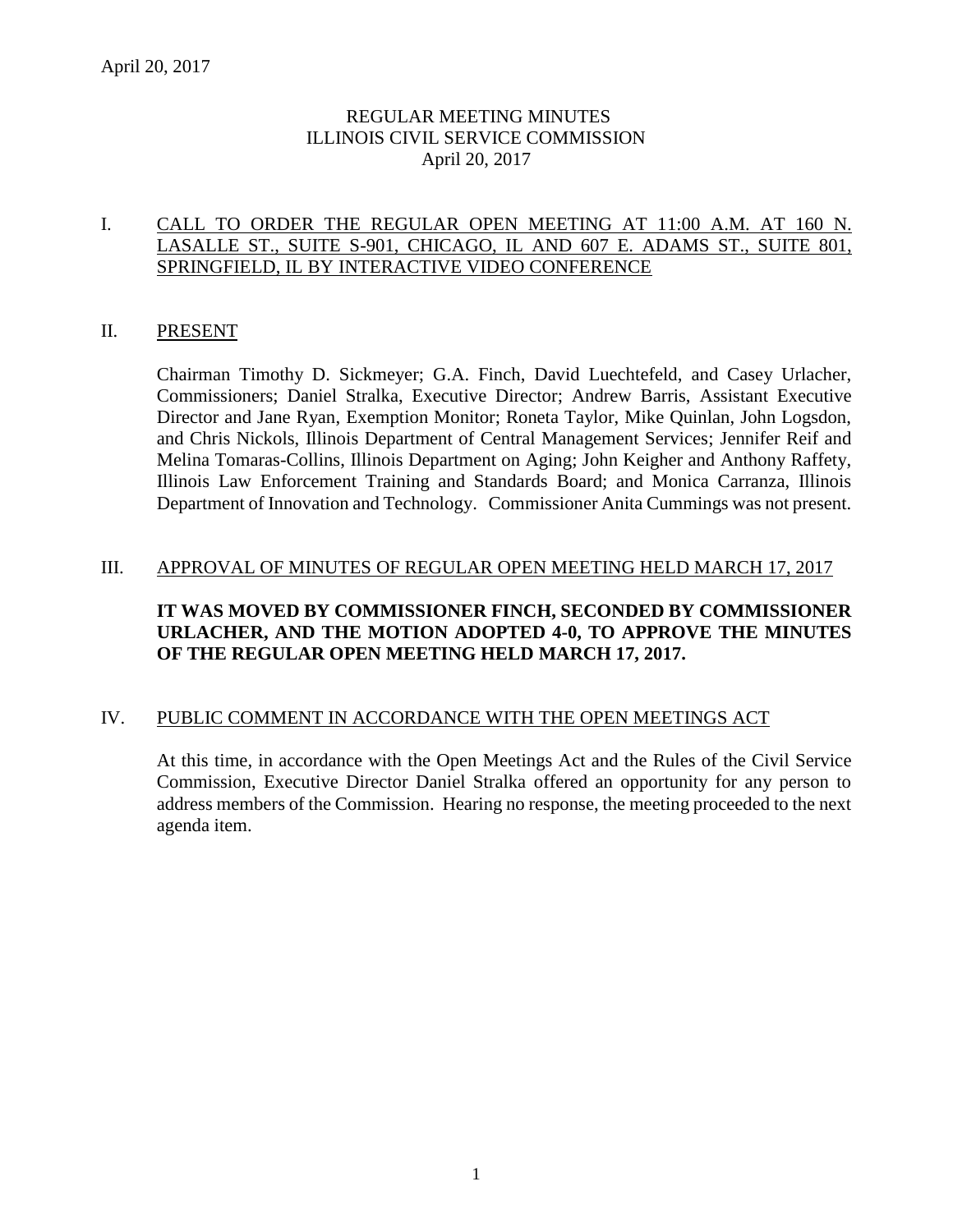April 20, 2017

# REGULAR MEETING MINUTES
# ILLINOIS CIVIL SERVICE COMMISSION
April 20, 2017

## I. CALL TO ORDER THE REGULAR OPEN MEETING AT 11:00 A.M. AT 160 N. LASALLE ST., SUITE S-901, CHICAGO, IL AND 607 E. ADAMS ST., SUITE 801, SPRINGFIELD, IL BY INTERACTIVE VIDEO CONFERENCE

## II. PRESENT

Chairman Timothy D. Sickmeyer; G.A. Finch, David Luechtefeld, and Casey Urlacher, Commissioners; Daniel Stralka, Executive Director; Andrew Barris, Assistant Executive Director and Jane Ryan, Exemption Monitor; Roneta Taylor, Mike Quinlan, John Logsdon, and Chris Nickols, Illinois Department of Central Management Services; Jennifer Reif and Melina Tomaras-Collins, Illinois Department on Aging; John Keigher and Anthony Raffety, Illinois Law Enforcement Training and Standards Board; and Monica Carranza, Illinois Department of Innovation and Technology. Commissioner Anita Cummings was not present.

## III. APPROVAL OF MINUTES OF REGULAR OPEN MEETING HELD MARCH 17, 2017

**IT WAS MOVED BY COMMISSIONER FINCH, SECONDED BY COMMISSIONER URLACHER, AND THE MOTION ADOPTED 4-0, TO APPROVE THE MINUTES OF THE REGULAR OPEN MEETING HELD MARCH 17, 2017.**

## IV. PUBLIC COMMENT IN ACCORDANCE WITH THE OPEN MEETINGS ACT

At this time, in accordance with the Open Meetings Act and the Rules of the Civil Service Commission, Executive Director Daniel Stralka offered an opportunity for any person to address members of the Commission. Hearing no response, the meeting proceeded to the next agenda item.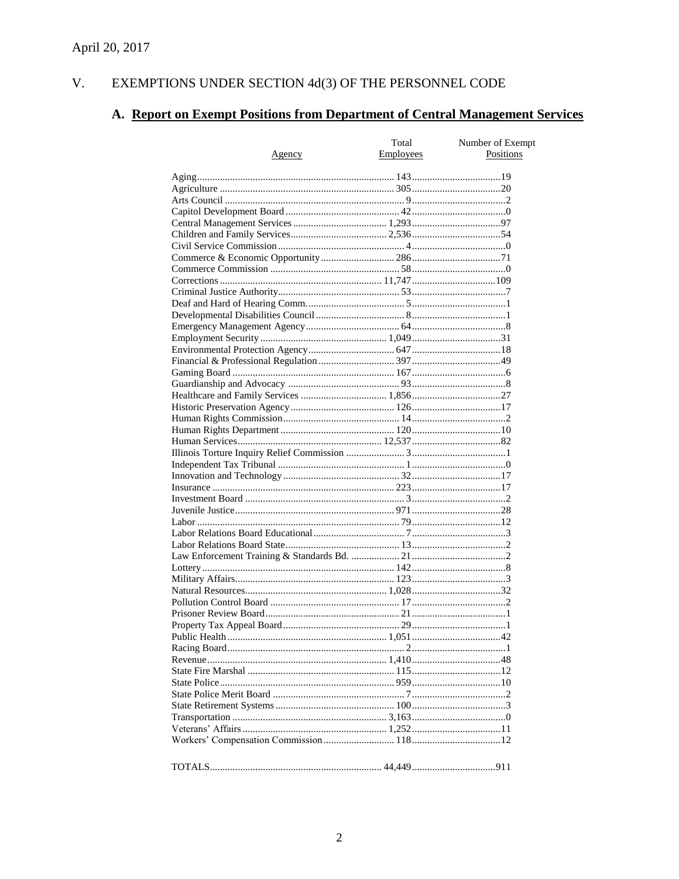April 20, 2017

## V. EXEMPTIONS UNDER SECTION 4d(3) OF THE PERSONNEL CODE

### A. Report on Exempt Positions from Department of Central Management Services

| Agency | Total Employees | Number of Exempt Positions |
|---|---|---|
| Aging | 143 | 19 |
| Agriculture | 305 | 20 |
| Arts Council | 9 | 2 |
| Capitol Development Board | 42 | 0 |
| Central Management Services | 1,293 | 97 |
| Children and Family Services | 2,536 | 54 |
| Civil Service Commission | 4 | 0 |
| Commerce & Economic Opportunity | 286 | 71 |
| Commerce Commission | 58 | 0 |
| Corrections | 11,747 | 109 |
| Criminal Justice Authority | 53 | 7 |
| Deaf and Hard of Hearing Comm. | 5 | 1 |
| Developmental Disabilities Council | 8 | 1 |
| Emergency Management Agency | 64 | 8 |
| Employment Security | 1,049 | 31 |
| Environmental Protection Agency | 647 | 18 |
| Financial & Professional Regulation | 397 | 49 |
| Gaming Board | 167 | 6 |
| Guardianship and Advocacy | 93 | 8 |
| Healthcare and Family Services | 1,856 | 27 |
| Historic Preservation Agency | 126 | 17 |
| Human Rights Commission | 14 | 2 |
| Human Rights Department | 120 | 10 |
| Human Services | 12,537 | 82 |
| Illinois Torture Inquiry Relief Commission | 3 | 1 |
| Independent Tax Tribunal | 1 | 0 |
| Innovation and Technology | 32 | 17 |
| Insurance | 223 | 17 |
| Investment Board | 3 | 2 |
| Juvenile Justice | 971 | 28 |
| Labor | 79 | 12 |
| Labor Relations Board Educational | 7 | 3 |
| Labor Relations Board State | 13 | 2 |
| Law Enforcement Training & Standards Bd. | 21 | 2 |
| Lottery | 142 | 8 |
| Military Affairs | 123 | 3 |
| Natural Resources | 1,028 | 32 |
| Pollution Control Board | 17 | 2 |
| Prisoner Review Board | 21 | 1 |
| Property Tax Appeal Board | 29 | 1 |
| Public Health | 1,051 | 42 |
| Racing Board | 2 | 1 |
| Revenue | 1,410 | 48 |
| State Fire Marshal | 115 | 12 |
| State Police | 959 | 10 |
| State Police Merit Board | 7 | 2 |
| State Retirement Systems | 100 | 3 |
| Transportation | 3,163 | 0 |
| Veterans' Affairs | 1,252 | 11 |
| Workers' Compensation Commission | 118 | 12 |
| TOTALS | 44,449 | 911 |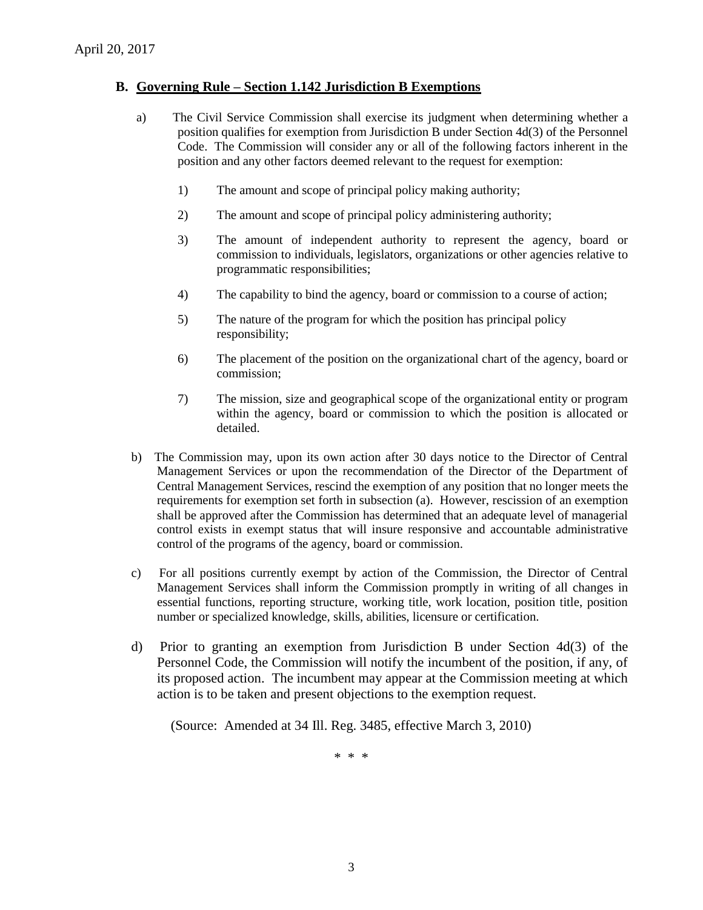## B. Governing Rule – Section 1.142 Jurisdiction B Exemptions

a) The Civil Service Commission shall exercise its judgment when determining whether a position qualifies for exemption from Jurisdiction B under Section 4d(3) of the Personnel Code. The Commission will consider any or all of the following factors inherent in the position and any other factors deemed relevant to the request for exemption:

1) The amount and scope of principal policy making authority;

2) The amount and scope of principal policy administering authority;

3) The amount of independent authority to represent the agency, board or commission to individuals, legislators, organizations or other agencies relative to programmatic responsibilities;

4) The capability to bind the agency, board or commission to a course of action;

5) The nature of the program for which the position has principal policy responsibility;

6) The placement of the position on the organizational chart of the agency, board or commission;

7) The mission, size and geographical scope of the organizational entity or program within the agency, board or commission to which the position is allocated or detailed.

b) The Commission may, upon its own action after 30 days notice to the Director of Central Management Services or upon the recommendation of the Director of the Department of Central Management Services, rescind the exemption of any position that no longer meets the requirements for exemption set forth in subsection (a). However, rescission of an exemption shall be approved after the Commission has determined that an adequate level of managerial control exists in exempt status that will insure responsive and accountable administrative control of the programs of the agency, board or commission.

c) For all positions currently exempt by action of the Commission, the Director of Central Management Services shall inform the Commission promptly in writing of all changes in essential functions, reporting structure, working title, work location, position title, position number or specialized knowledge, skills, abilities, licensure or certification.

d) Prior to granting an exemption from Jurisdiction B under Section 4d(3) of the Personnel Code, the Commission will notify the incumbent of the position, if any, of its proposed action. The incumbent may appear at the Commission meeting at which action is to be taken and present objections to the exemption request.

(Source: Amended at 34 Ill. Reg. 3485, effective March 3, 2010)

\* \* \*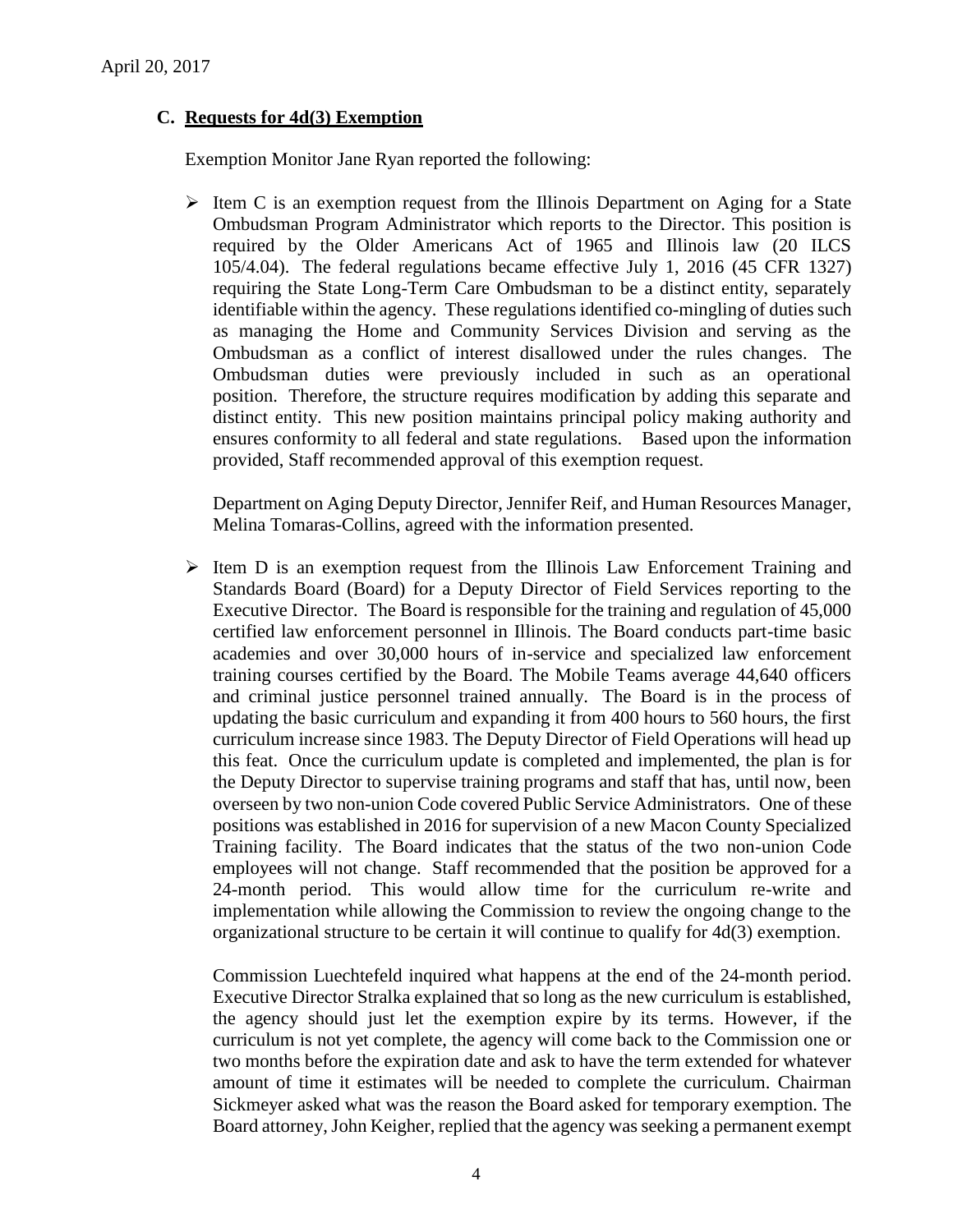## C. Requests for 4d(3) Exemption

Exemption Monitor Jane Ryan reported the following:

- Item C is an exemption request from the Illinois Department on Aging for a State Ombudsman Program Administrator which reports to the Director. This position is required by the Older Americans Act of 1965 and Illinois law (20 ILCS 105/4.04). The federal regulations became effective July 1, 2016 (45 CFR 1327) requiring the State Long-Term Care Ombudsman to be a distinct entity, separately identifiable within the agency. These regulations identified co-mingling of duties such as managing the Home and Community Services Division and serving as the Ombudsman as a conflict of interest disallowed under the rules changes. The Ombudsman duties were previously included in such as an operational position. Therefore, the structure requires modification by adding this separate and distinct entity. This new position maintains principal policy making authority and ensures conformity to all federal and state regulations. Based upon the information provided, Staff recommended approval of this exemption request.

  Department on Aging Deputy Director, Jennifer Reif, and Human Resources Manager, Melina Tomaras-Collins, agreed with the information presented.

- Item D is an exemption request from the Illinois Law Enforcement Training and Standards Board (Board) for a Deputy Director of Field Services reporting to the Executive Director. The Board is responsible for the training and regulation of 45,000 certified law enforcement personnel in Illinois. The Board conducts part-time basic academies and over 30,000 hours of in-service and specialized law enforcement training courses certified by the Board. The Mobile Teams average 44,640 officers and criminal justice personnel trained annually. The Board is in the process of updating the basic curriculum and expanding it from 400 hours to 560 hours, the first curriculum increase since 1983. The Deputy Director of Field Operations will head up this feat. Once the curriculum update is completed and implemented, the plan is for the Deputy Director to supervise training programs and staff that has, until now, been overseen by two non-union Code covered Public Service Administrators. One of these positions was established in 2016 for supervision of a new Macon County Specialized Training facility. The Board indicates that the status of the two non-union Code employees will not change. Staff recommended that the position be approved for a 24-month period. This would allow time for the curriculum re-write and implementation while allowing the Commission to review the ongoing change to the organizational structure to be certain it will continue to qualify for 4d(3) exemption.

  Commission Luechtefeld inquired what happens at the end of the 24-month period. Executive Director Stralka explained that so long as the new curriculum is established, the agency should just let the exemption expire by its terms. However, if the curriculum is not yet complete, the agency will come back to the Commission one or two months before the expiration date and ask to have the term extended for whatever amount of time it estimates will be needed to complete the curriculum. Chairman Sickmeyer asked what was the reason the Board asked for temporary exemption. The Board attorney, John Keigher, replied that the agency was seeking a permanent exempt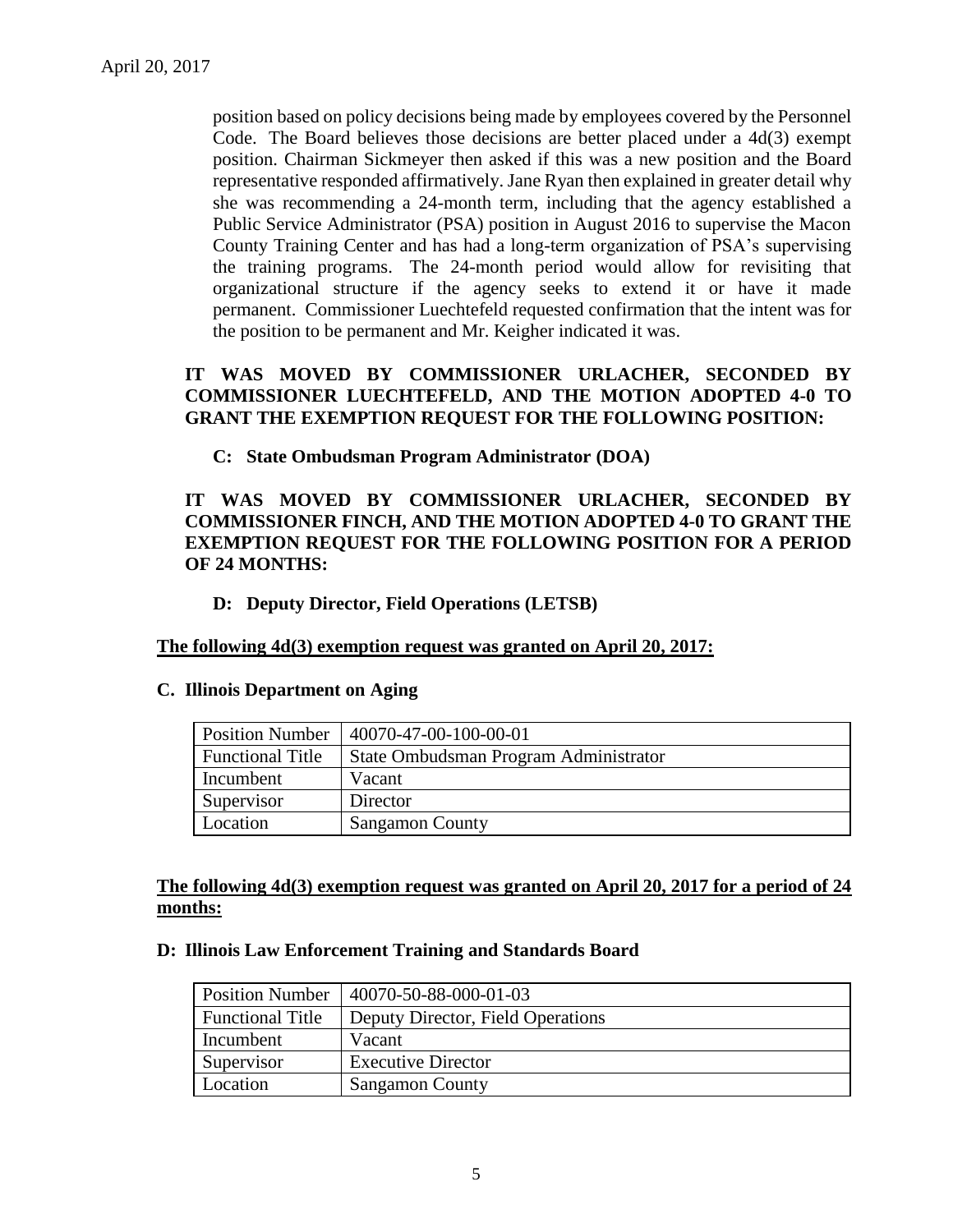position based on policy decisions being made by employees covered by the Personnel Code. The Board believes those decisions are better placed under a 4d(3) exempt position. Chairman Sickmeyer then asked if this was a new position and the Board representative responded affirmatively. Jane Ryan then explained in greater detail why she was recommending a 24-month term, including that the agency established a Public Service Administrator (PSA) position in August 2016 to supervise the Macon County Training Center and has had a long-term organization of PSA's supervising the training programs. The 24-month period would allow for revisiting that organizational structure if the agency seeks to extend it or have it made permanent. Commissioner Luechtefeld requested confirmation that the intent was for the position to be permanent and Mr. Keigher indicated it was.

**IT WAS MOVED BY COMMISSIONER URLACHER, SECONDED BY COMMISSIONER LUECHTEFELD, AND THE MOTION ADOPTED 4-0 TO GRANT THE EXEMPTION REQUEST FOR THE FOLLOWING POSITION:**

**C: State Ombudsman Program Administrator (DOA)**

**IT WAS MOVED BY COMMISSIONER URLACHER, SECONDED BY COMMISSIONER FINCH, AND THE MOTION ADOPTED 4-0 TO GRANT THE EXEMPTION REQUEST FOR THE FOLLOWING POSITION FOR A PERIOD OF 24 MONTHS:**

**D: Deputy Director, Field Operations (LETSB)**

**The following 4d(3) exemption request was granted on April 20, 2017:**

**C. Illinois Department on Aging**

| Position Number | 40070-47-00-100-00-01 |
|---|---|
| Functional Title | State Ombudsman Program Administrator |
| Incumbent | Vacant |
| Supervisor | Director |
| Location | Sangamon County |

**The following 4d(3) exemption request was granted on April 20, 2017 for a period of 24 months:**

**D: Illinois Law Enforcement Training and Standards Board**

| Position Number | 40070-50-88-000-01-03 |
|---|---|
| Functional Title | Deputy Director, Field Operations |
| Incumbent | Vacant |
| Supervisor | Executive Director |
| Location | Sangamon County |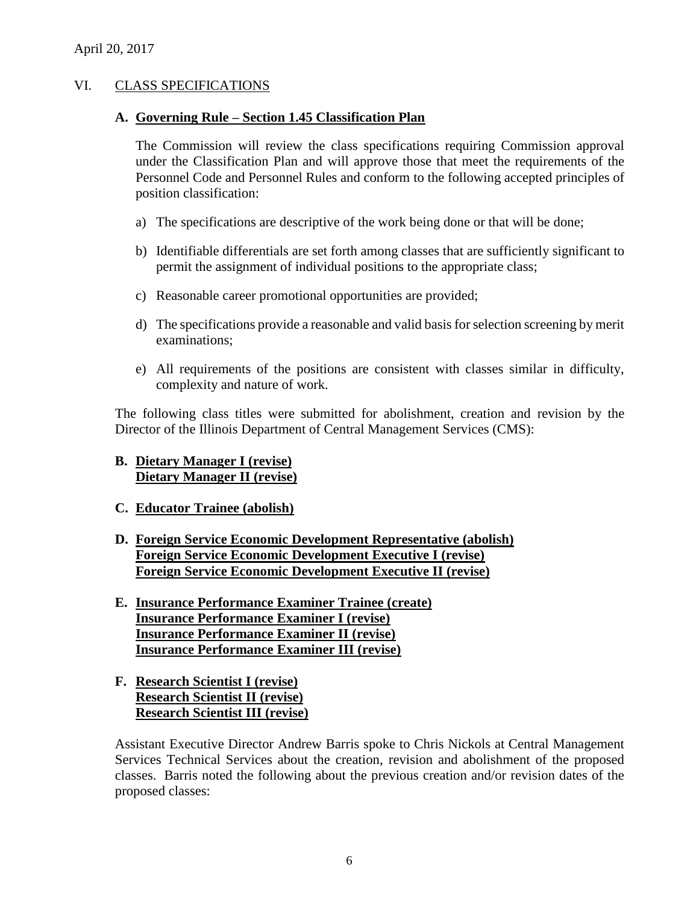April 20, 2017

## VI. CLASS SPECIFICATIONS

### A. Governing Rule – Section 1.45 Classification Plan

The Commission will review the class specifications requiring Commission approval under the Classification Plan and will approve those that meet the requirements of the Personnel Code and Personnel Rules and conform to the following accepted principles of position classification:

a) The specifications are descriptive of the work being done or that will be done;

b) Identifiable differentials are set forth among classes that are sufficiently significant to permit the assignment of individual positions to the appropriate class;

c) Reasonable career promotional opportunities are provided;

d) The specifications provide a reasonable and valid basis for selection screening by merit examinations;

e) All requirements of the positions are consistent with classes similar in difficulty, complexity and nature of work.

The following class titles were submitted for abolishment, creation and revision by the Director of the Illinois Department of Central Management Services (CMS):

### B. Dietary Manager I (revise)
**Dietary Manager II (revise)**

### C. Educator Trainee (abolish)

### D. Foreign Service Economic Development Representative (abolish)
**Foreign Service Economic Development Executive I (revise)**
**Foreign Service Economic Development Executive II (revise)**

### E. Insurance Performance Examiner Trainee (create)
**Insurance Performance Examiner I (revise)**
**Insurance Performance Examiner II (revise)**
**Insurance Performance Examiner III (revise)**

### F. Research Scientist I (revise)
**Research Scientist II (revise)**
**Research Scientist III (revise)**

Assistant Executive Director Andrew Barris spoke to Chris Nickols at Central Management Services Technical Services about the creation, revision and abolishment of the proposed classes. Barris noted the following about the previous creation and/or revision dates of the proposed classes: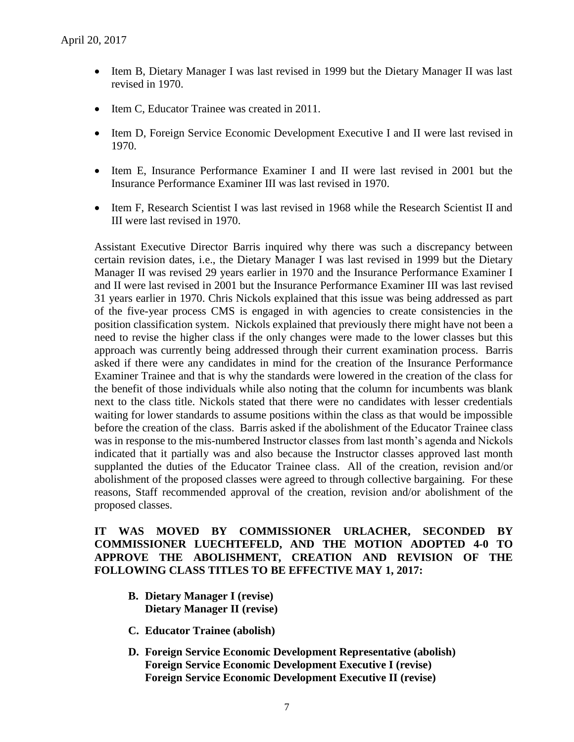- Item B, Dietary Manager I was last revised in 1999 but the Dietary Manager II was last revised in 1970.
- Item C, Educator Trainee was created in 2011.
- Item D, Foreign Service Economic Development Executive I and II were last revised in 1970.
- Item E, Insurance Performance Examiner I and II were last revised in 2001 but the Insurance Performance Examiner III was last revised in 1970.
- Item F, Research Scientist I was last revised in 1968 while the Research Scientist II and III were last revised in 1970.

Assistant Executive Director Barris inquired why there was such a discrepancy between certain revision dates, i.e., the Dietary Manager I was last revised in 1999 but the Dietary Manager II was revised 29 years earlier in 1970 and the Insurance Performance Examiner I and II were last revised in 2001 but the Insurance Performance Examiner III was last revised 31 years earlier in 1970. Chris Nickols explained that this issue was being addressed as part of the five-year process CMS is engaged in with agencies to create consistencies in the position classification system. Nickols explained that previously there might have not been a need to revise the higher class if the only changes were made to the lower classes but this approach was currently being addressed through their current examination process. Barris asked if there were any candidates in mind for the creation of the Insurance Performance Examiner Trainee and that is why the standards were lowered in the creation of the class for the benefit of those individuals while also noting that the column for incumbents was blank next to the class title. Nickols stated that there were no candidates with lesser credentials waiting for lower standards to assume positions within the class as that would be impossible before the creation of the class. Barris asked if the abolishment of the Educator Trainee class was in response to the mis-numbered Instructor classes from last month's agenda and Nickols indicated that it partially was and also because the Instructor classes approved last month supplanted the duties of the Educator Trainee class. All of the creation, revision and/or abolishment of the proposed classes were agreed to through collective bargaining. For these reasons, Staff recommended approval of the creation, revision and/or abolishment of the proposed classes.

**IT WAS MOVED BY COMMISSIONER URLACHER, SECONDED BY COMMISSIONER LUECHTEFELD, AND THE MOTION ADOPTED 4-0 TO APPROVE THE ABOLISHMENT, CREATION AND REVISION OF THE FOLLOWING CLASS TITLES TO BE EFFECTIVE MAY 1, 2017:**

**B. Dietary Manager I (revise)**
**Dietary Manager II (revise)**

**C. Educator Trainee (abolish)**

**D. Foreign Service Economic Development Representative (abolish)**
**Foreign Service Economic Development Executive I (revise)**
**Foreign Service Economic Development Executive II (revise)**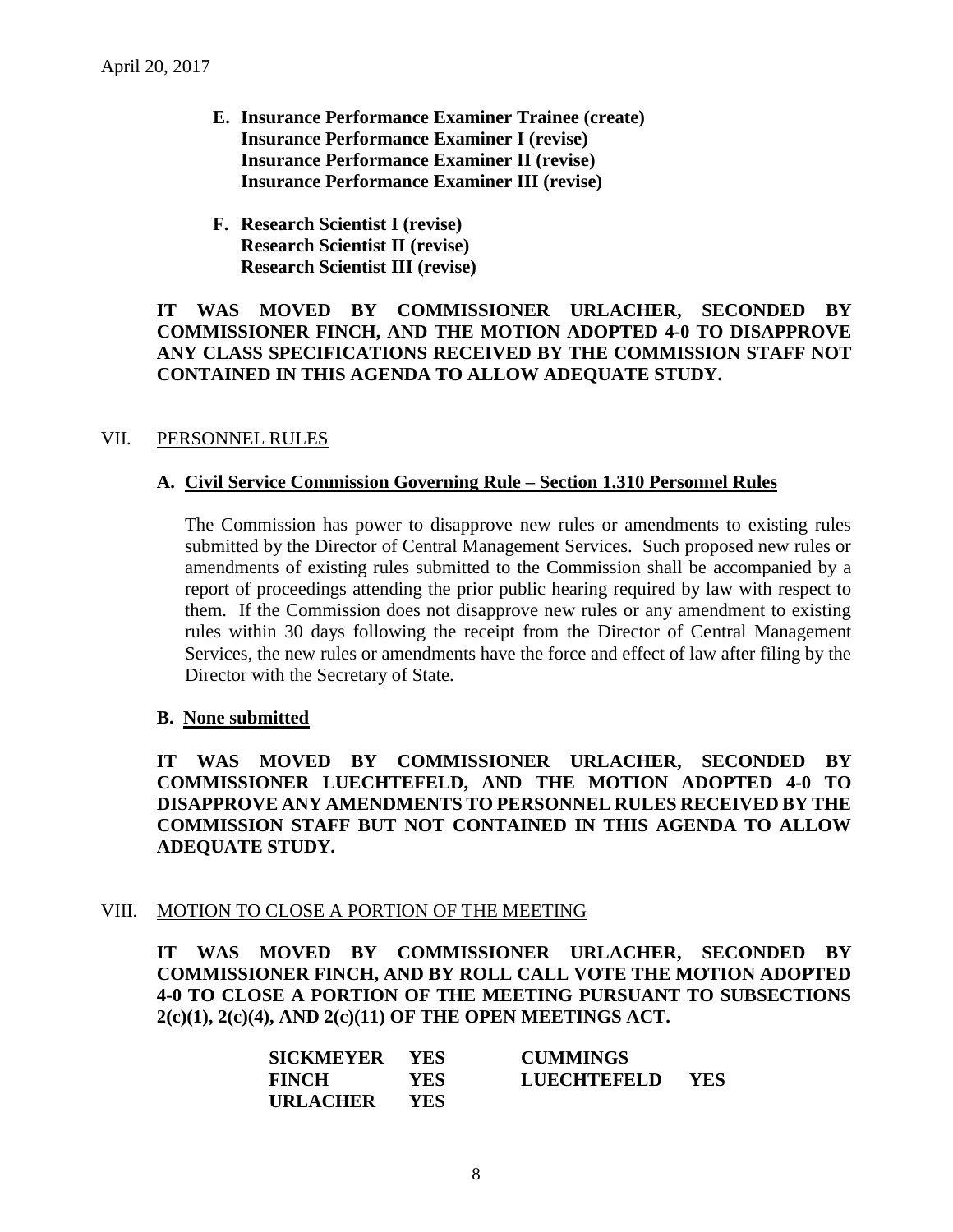April 20, 2017

**E. Insurance Performance Examiner Trainee (create)**
**Insurance Performance Examiner I (revise)**
**Insurance Performance Examiner II (revise)**
**Insurance Performance Examiner III (revise)**

**F. Research Scientist I (revise)**
**Research Scientist II (revise)**
**Research Scientist III (revise)**

**IT WAS MOVED BY COMMISSIONER URLACHER, SECONDED BY COMMISSIONER FINCH, AND THE MOTION ADOPTED 4-0 TO DISAPPROVE ANY CLASS SPECIFICATIONS RECEIVED BY THE COMMISSION STAFF NOT CONTAINED IN THIS AGENDA TO ALLOW ADEQUATE STUDY.**

## VII. PERSONNEL RULES

### A. Civil Service Commission Governing Rule – Section 1.310 Personnel Rules

The Commission has power to disapprove new rules or amendments to existing rules submitted by the Director of Central Management Services. Such proposed new rules or amendments of existing rules submitted to the Commission shall be accompanied by a report of proceedings attending the prior public hearing required by law with respect to them. If the Commission does not disapprove new rules or any amendment to existing rules within 30 days following the receipt from the Director of Central Management Services, the new rules or amendments have the force and effect of law after filing by the Director with the Secretary of State.

### B. None submitted

**IT WAS MOVED BY COMMISSIONER URLACHER, SECONDED BY COMMISSIONER LUECHTEFELD, AND THE MOTION ADOPTED 4-0 TO DISAPPROVE ANY AMENDMENTS TO PERSONNEL RULES RECEIVED BY THE COMMISSION STAFF BUT NOT CONTAINED IN THIS AGENDA TO ALLOW ADEQUATE STUDY.**

## VIII. MOTION TO CLOSE A PORTION OF THE MEETING

**IT WAS MOVED BY COMMISSIONER URLACHER, SECONDED BY COMMISSIONER FINCH, AND BY ROLL CALL VOTE THE MOTION ADOPTED 4-0 TO CLOSE A PORTION OF THE MEETING PURSUANT TO SUBSECTIONS 2(c)(1), 2(c)(4), AND 2(c)(11) OF THE OPEN MEETINGS ACT.**

| | | | |
|---|---|---|---|
| **SICKMEYER** | **YES** | **CUMMINGS** | |
| **FINCH** | **YES** | **LUECHTEFELD** | **YES** |
| **URLACHER** | **YES** | | |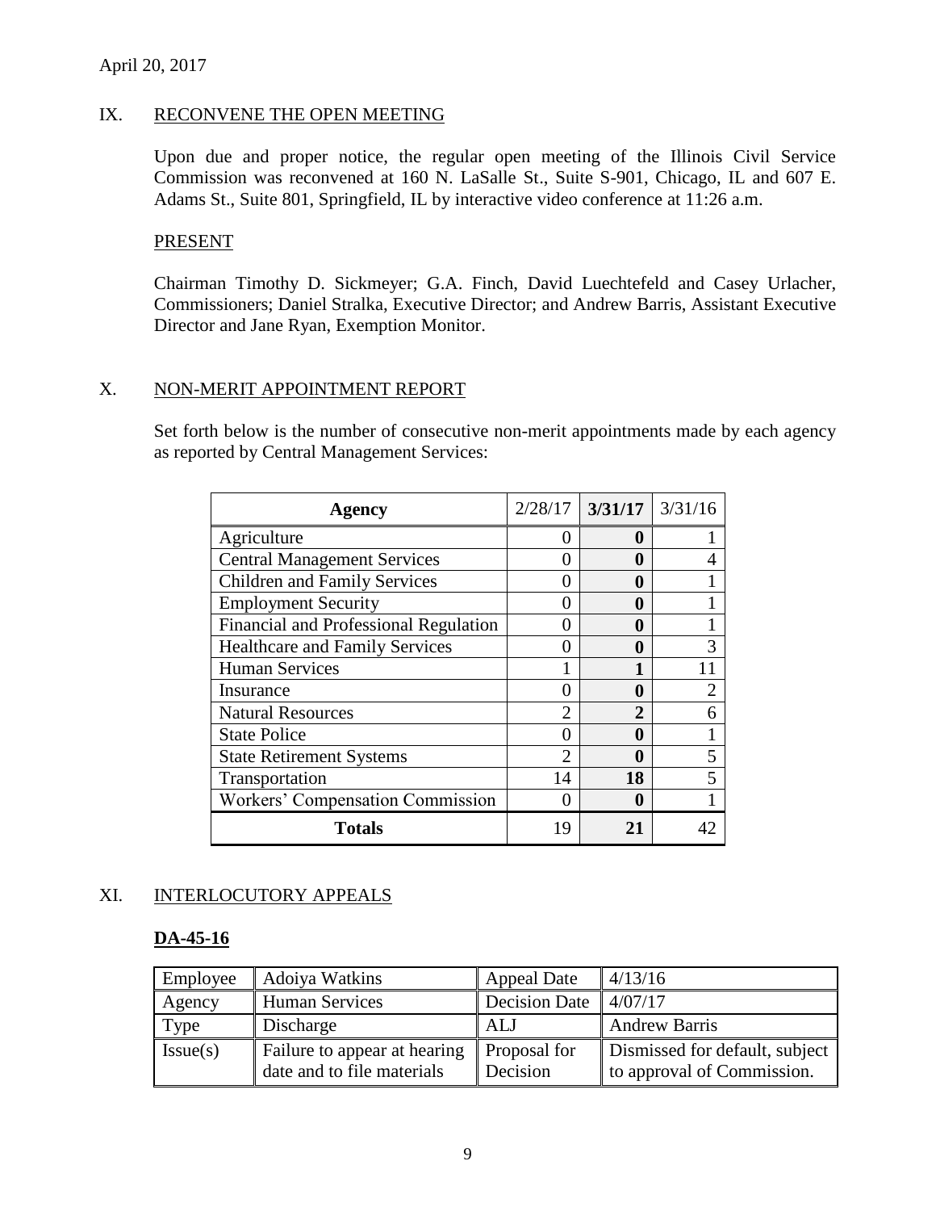April 20, 2017

## IX. RECONVENE THE OPEN MEETING

Upon due and proper notice, the regular open meeting of the Illinois Civil Service Commission was reconvened at 160 N. LaSalle St., Suite S-901, Chicago, IL and 607 E. Adams St., Suite 801, Springfield, IL by interactive video conference at 11:26 a.m.

### PRESENT

Chairman Timothy D. Sickmeyer; G.A. Finch, David Luechtefeld and Casey Urlacher, Commissioners; Daniel Stralka, Executive Director; and Andrew Barris, Assistant Executive Director and Jane Ryan, Exemption Monitor.

## X. NON-MERIT APPOINTMENT REPORT

Set forth below is the number of consecutive non-merit appointments made by each agency as reported by Central Management Services:

| Agency | 2/28/17 | **3/31/17** | 3/31/16 |
|---|---|---|---|
| Agriculture | 0 | **0** | 1 |
| Central Management Services | 0 | **0** | 4 |
| Children and Family Services | 0 | **0** | 1 |
| Employment Security | 0 | **0** | 1 |
| Financial and Professional Regulation | 0 | **0** | 1 |
| Healthcare and Family Services | 0 | **0** | 3 |
| Human Services | 1 | **1** | 11 |
| Insurance | 0 | **0** | 2 |
| Natural Resources | 2 | **2** | 6 |
| State Police | 0 | **0** | 1 |
| State Retirement Systems | 2 | **0** | 5 |
| Transportation | 14 | **18** | 5 |
| Workers' Compensation Commission | 0 | **0** | 1 |
| **Totals** | 19 | **21** | 42 |

## XI. INTERLOCUTORY APPEALS

### DA-45-16

| Employee | Adoiya Watkins | Appeal Date | 4/13/16 |
|---|---|---|---|
| Agency | Human Services | Decision Date | 4/07/17 |
| Type | Discharge | ALJ | Andrew Barris |
| Issue(s) | Failure to appear at hearing date and to file materials | Proposal for Decision | Dismissed for default, subject to approval of Commission. |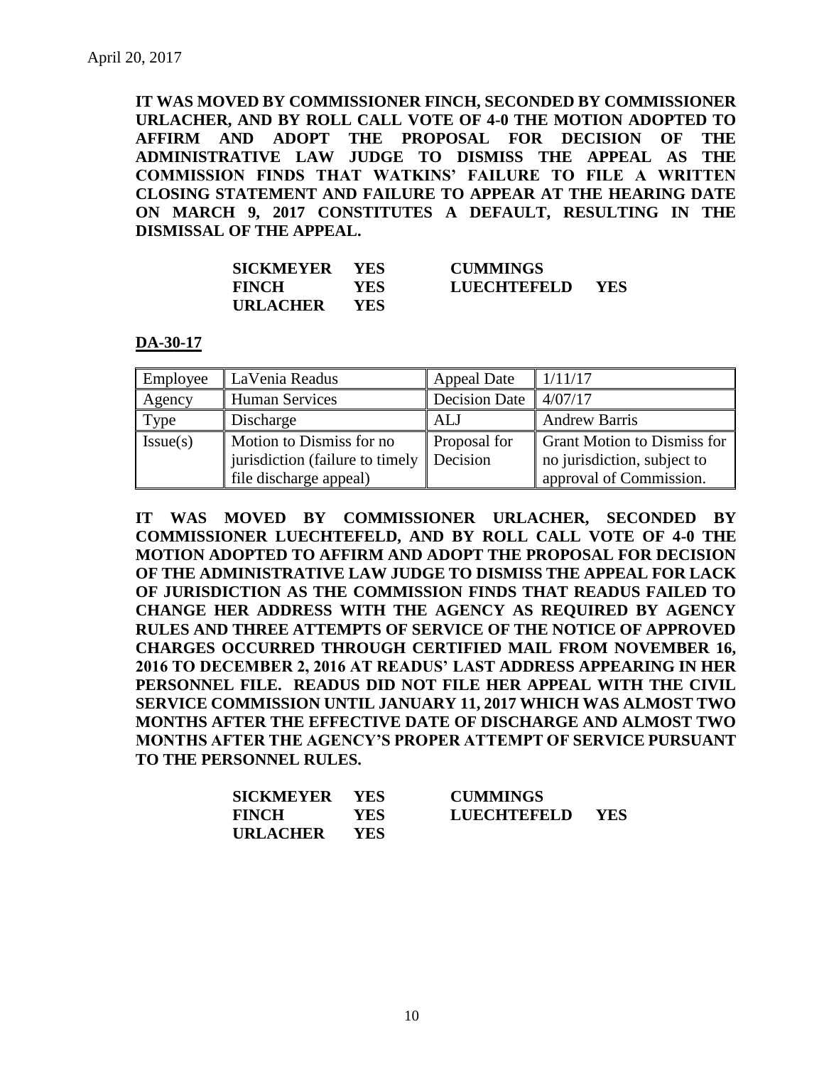April 20, 2017

**IT WAS MOVED BY COMMISSIONER FINCH, SECONDED BY COMMISSIONER URLACHER, AND BY ROLL CALL VOTE OF 4-0 THE MOTION ADOPTED TO AFFIRM AND ADOPT THE PROPOSAL FOR DECISION OF THE ADMINISTRATIVE LAW JUDGE TO DISMISS THE APPEAL AS THE COMMISSION FINDS THAT WATKINS' FAILURE TO FILE A WRITTEN CLOSING STATEMENT AND FAILURE TO APPEAR AT THE HEARING DATE ON MARCH 9, 2017 CONSTITUTES A DEFAULT, RESULTING IN THE DISMISSAL OF THE APPEAL.**

| | | | |
|---|---|---|---|
| **SICKMEYER** | **YES** | **CUMMINGS** | |
| **FINCH** | **YES** | **LUECHTEFELD** | **YES** |
| **URLACHER** | **YES** | | |

**DA-30-17**

| Employee | LaVenia Readus | Appeal Date | 1/11/17 |
|---|---|---|---|
| Agency | Human Services | Decision Date | 4/07/17 |
| Type | Discharge | ALJ | Andrew Barris |
| Issue(s) | Motion to Dismiss for no jurisdiction (failure to timely file discharge appeal) | Proposal for Decision | Grant Motion to Dismiss for no jurisdiction, subject to approval of Commission. |

**IT WAS MOVED BY COMMISSIONER URLACHER, SECONDED BY COMMISSIONER LUECHTEFELD, AND BY ROLL CALL VOTE OF 4-0 THE MOTION ADOPTED TO AFFIRM AND ADOPT THE PROPOSAL FOR DECISION OF THE ADMINISTRATIVE LAW JUDGE TO DISMISS THE APPEAL FOR LACK OF JURISDICTION AS THE COMMISSION FINDS THAT READUS FAILED TO CHANGE HER ADDRESS WITH THE AGENCY AS REQUIRED BY AGENCY RULES AND THREE ATTEMPTS OF SERVICE OF THE NOTICE OF APPROVED CHARGES OCCURRED THROUGH CERTIFIED MAIL FROM NOVEMBER 16, 2016 TO DECEMBER 2, 2016 AT READUS' LAST ADDRESS APPEARING IN HER PERSONNEL FILE. READUS DID NOT FILE HER APPEAL WITH THE CIVIL SERVICE COMMISSION UNTIL JANUARY 11, 2017 WHICH WAS ALMOST TWO MONTHS AFTER THE EFFECTIVE DATE OF DISCHARGE AND ALMOST TWO MONTHS AFTER THE AGENCY'S PROPER ATTEMPT OF SERVICE PURSUANT TO THE PERSONNEL RULES.**

| | | | |
|---|---|---|---|
| **SICKMEYER** | **YES** | **CUMMINGS** | |
| **FINCH** | **YES** | **LUECHTEFELD** | **YES** |
| **URLACHER** | **YES** | | |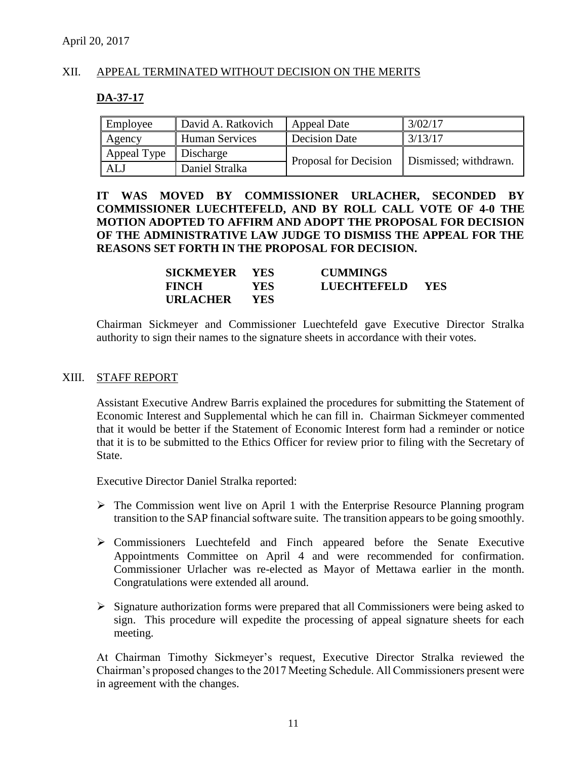April 20, 2017

## XII. APPEAL TERMINATED WITHOUT DECISION ON THE MERITS

### DA-37-17

| Employee | David A. Ratkovich | Appeal Date | 3/02/17 |
|---|---|---|---|
| Agency | Human Services | Decision Date | 3/13/17 |
| Appeal Type | Discharge | Proposal for Decision | Dismissed; withdrawn. |
| ALJ | Daniel Stralka | | |

**IT WAS MOVED BY COMMISSIONER URLACHER, SECONDED BY COMMISSIONER LUECHTEFELD, AND BY ROLL CALL VOTE OF 4-0 THE MOTION ADOPTED TO AFFIRM AND ADOPT THE PROPOSAL FOR DECISION OF THE ADMINISTRATIVE LAW JUDGE TO DISMISS THE APPEAL FOR THE REASONS SET FORTH IN THE PROPOSAL FOR DECISION.**

| | | | |
|---|---|---|---|
| **SICKMEYER** | **YES** | **CUMMINGS** | |
| **FINCH** | **YES** | **LUECHTEFELD** | **YES** |
| **URLACHER** | **YES** | | |

Chairman Sickmeyer and Commissioner Luechtefeld gave Executive Director Stralka authority to sign their names to the signature sheets in accordance with their votes.

## XIII. STAFF REPORT

Assistant Executive Andrew Barris explained the procedures for submitting the Statement of Economic Interest and Supplemental which he can fill in. Chairman Sickmeyer commented that it would be better if the Statement of Economic Interest form had a reminder or notice that it is to be submitted to the Ethics Officer for review prior to filing with the Secretary of State.

Executive Director Daniel Stralka reported:

- The Commission went live on April 1 with the Enterprise Resource Planning program transition to the SAP financial software suite. The transition appears to be going smoothly.
- Commissioners Luechtefeld and Finch appeared before the Senate Executive Appointments Committee on April 4 and were recommended for confirmation. Commissioner Urlacher was re-elected as Mayor of Mettawa earlier in the month. Congratulations were extended all around.
- Signature authorization forms were prepared that all Commissioners were being asked to sign. This procedure will expedite the processing of appeal signature sheets for each meeting.

At Chairman Timothy Sickmeyer's request, Executive Director Stralka reviewed the Chairman's proposed changes to the 2017 Meeting Schedule. All Commissioners present were in agreement with the changes.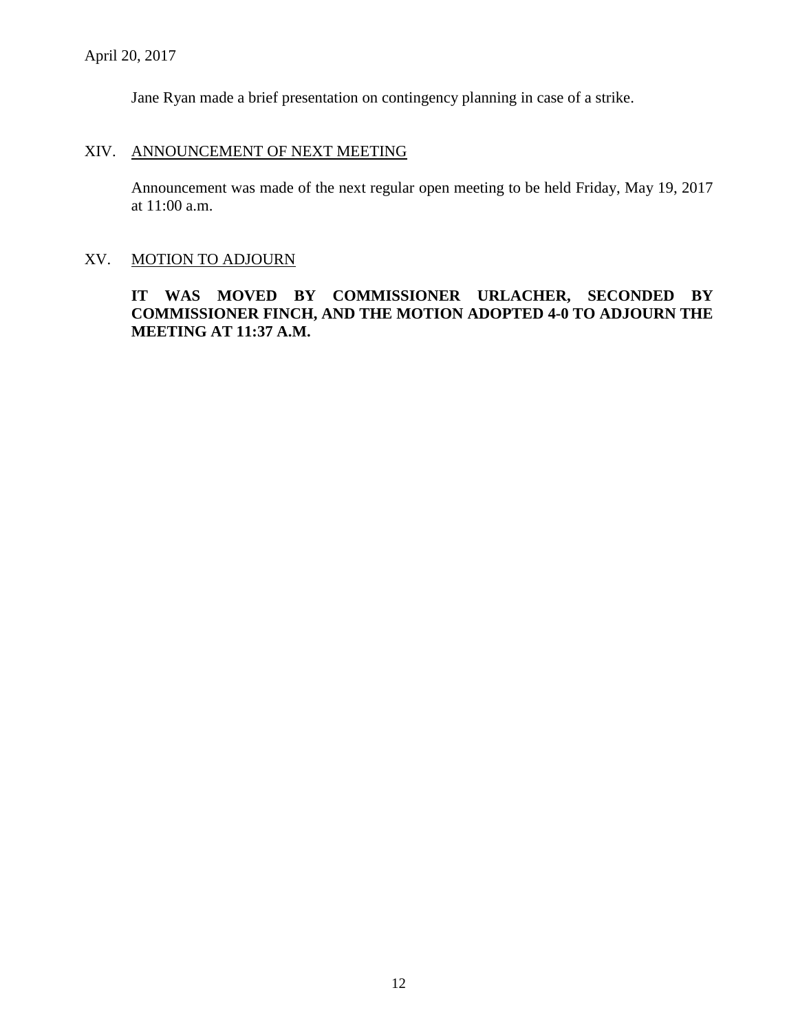Jane Ryan made a brief presentation on contingency planning in case of a strike.

## XIV. ANNOUNCEMENT OF NEXT MEETING

Announcement was made of the next regular open meeting to be held Friday, May 19, 2017 at 11:00 a.m.

## XV. MOTION TO ADJOURN

**IT WAS MOVED BY COMMISSIONER URLACHER, SECONDED BY COMMISSIONER FINCH, AND THE MOTION ADOPTED 4-0 TO ADJOURN THE MEETING AT 11:37 A.M.**